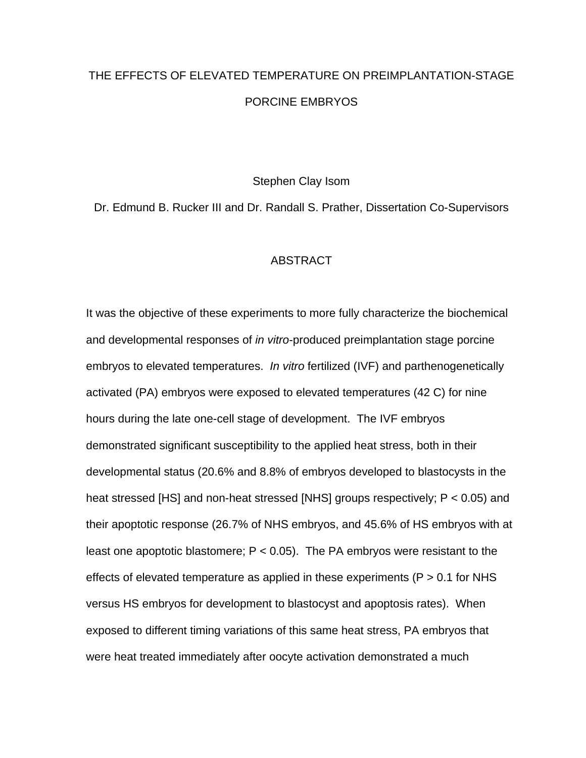# THE EFFECTS OF ELEVATED TEMPERATURE ON PREIMPLANTATION-STAGE PORCINE EMBRYOS

Stephen Clay Isom

Dr. Edmund B. Rucker III and Dr. Randall S. Prather, Dissertation Co-Supervisors

## ABSTRACT

It was the objective of these experiments to more fully characterize the biochemical and developmental responses of *in vitro*-produced preimplantation stage porcine embryos to elevated temperatures. *In vitro* fertilized (IVF) and parthenogenetically activated (PA) embryos were exposed to elevated temperatures (42 C) for nine hours during the late one-cell stage of development. The IVF embryos demonstrated significant susceptibility to the applied heat stress, both in their developmental status (20.6% and 8.8% of embryos developed to blastocysts in the heat stressed [HS] and non-heat stressed [NHS] groups respectively; $P < 0.05$) and their apoptotic response (26.7% of NHS embryos, and 45.6% of HS embryos with at least one apoptotic blastomere; $P < 0.05$). The PA embryos were resistant to the effects of elevated temperature as applied in these experiments ($P > 0.1$ for NHS versus HS embryos for development to blastocyst and apoptosis rates). When exposed to different timing variations of this same heat stress, PA embryos that were heat treated immediately after oocyte activation demonstrated a much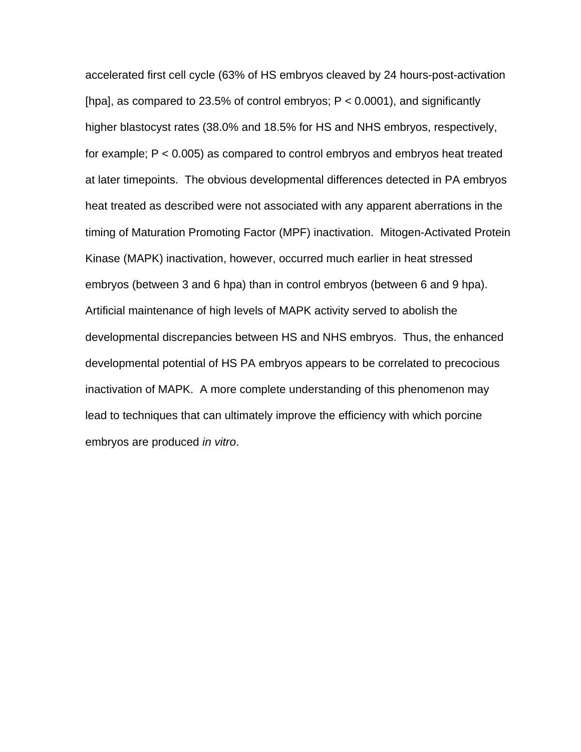accelerated first cell cycle (63% of HS embryos cleaved by 24 hours-post-activation [hpa], as compared to 23.5% of control embryos; $P < 0.0001$), and significantly higher blastocyst rates (38.0% and 18.5% for HS and NHS embryos, respectively, for example; $P < 0.005$) as compared to control embryos and embryos heat treated at later timepoints. The obvious developmental differences detected in PA embryos heat treated as described were not associated with any apparent aberrations in the timing of Maturation Promoting Factor (MPF) inactivation. Mitogen-Activated Protein Kinase (MAPK) inactivation, however, occurred much earlier in heat stressed embryos (between 3 and 6 hpa) than in control embryos (between 6 and 9 hpa). Artificial maintenance of high levels of MAPK activity served to abolish the developmental discrepancies between HS and NHS embryos. Thus, the enhanced developmental potential of HS PA embryos appears to be correlated to precocious inactivation of MAPK. A more complete understanding of this phenomenon may lead to techniques that can ultimately improve the efficiency with which porcine embryos are produced *in vitro*.